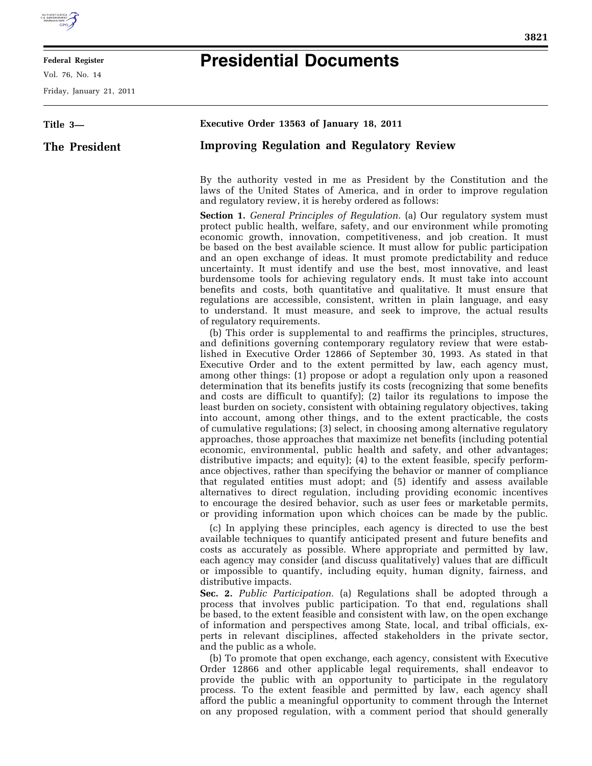# Presidential Documents

**Title 3—**

**The President**

## Executive Order 13563 of January 18, 2011

## Improving Regulation and Regulatory Review

By the authority vested in me as President by the Constitution and the laws of the United States of America, and in order to improve regulation and regulatory review, it is hereby ordered as follows:

**Section 1.** *General Principles of Regulation.* (a) Our regulatory system must protect public health, welfare, safety, and our environment while promoting economic growth, innovation, competitiveness, and job creation. It must be based on the best available science. It must allow for public participation and an open exchange of ideas. It must promote predictability and reduce uncertainty. It must identify and use the best, most innovative, and least burdensome tools for achieving regulatory ends. It must take into account benefits and costs, both quantitative and qualitative. It must ensure that regulations are accessible, consistent, written in plain language, and easy to understand. It must measure, and seek to improve, the actual results of regulatory requirements.

(b) This order is supplemental to and reaffirms the principles, structures, and definitions governing contemporary regulatory review that were established in Executive Order 12866 of September 30, 1993. As stated in that Executive Order and to the extent permitted by law, each agency must, among other things: (1) propose or adopt a regulation only upon a reasoned determination that its benefits justify its costs (recognizing that some benefits and costs are difficult to quantify); (2) tailor its regulations to impose the least burden on society, consistent with obtaining regulatory objectives, taking into account, among other things, and to the extent practicable, the costs of cumulative regulations; (3) select, in choosing among alternative regulatory approaches, those approaches that maximize net benefits (including potential economic, environmental, public health and safety, and other advantages; distributive impacts; and equity); (4) to the extent feasible, specify performance objectives, rather than specifying the behavior or manner of compliance that regulated entities must adopt; and (5) identify and assess available alternatives to direct regulation, including providing economic incentives to encourage the desired behavior, such as user fees or marketable permits, or providing information upon which choices can be made by the public.

(c) In applying these principles, each agency is directed to use the best available techniques to quantify anticipated present and future benefits and costs as accurately as possible. Where appropriate and permitted by law, each agency may consider (and discuss qualitatively) values that are difficult or impossible to quantify, including equity, human dignity, fairness, and distributive impacts.

**Sec. 2.** *Public Participation.* (a) Regulations shall be adopted through a process that involves public participation. To that end, regulations shall be based, to the extent feasible and consistent with law, on the open exchange of information and perspectives among State, local, and tribal officials, experts in relevant disciplines, affected stakeholders in the private sector, and the public as a whole.

(b) To promote that open exchange, each agency, consistent with Executive Order 12866 and other applicable legal requirements, shall endeavor to provide the public with an opportunity to participate in the regulatory process. To the extent feasible and permitted by law, each agency shall afford the public a meaningful opportunity to comment through the Internet on any proposed regulation, with a comment period that should generally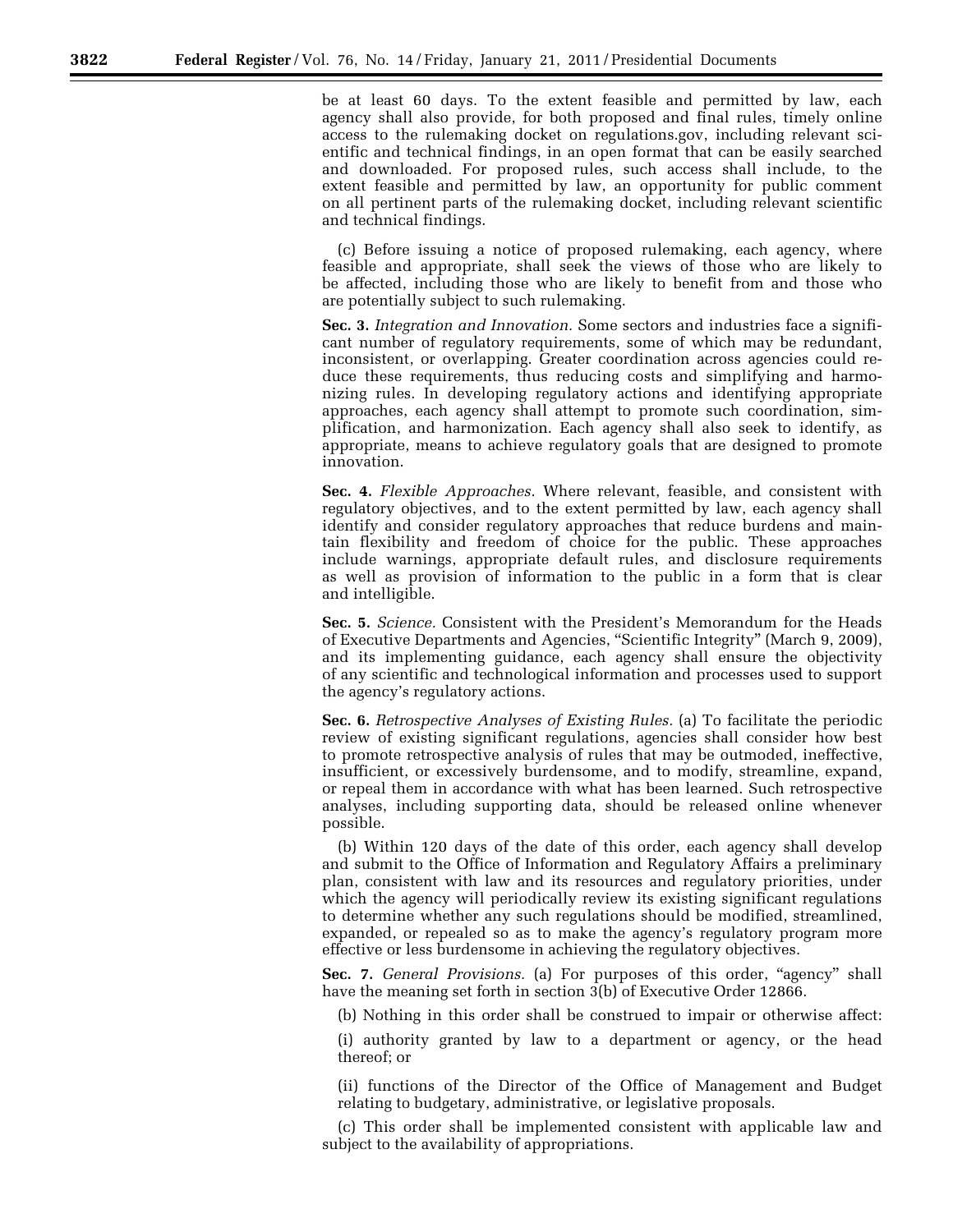be at least 60 days. To the extent feasible and permitted by law, each agency shall also provide, for both proposed and final rules, timely online access to the rulemaking docket on regulations.gov, including relevant scientific and technical findings, in an open format that can be easily searched and downloaded. For proposed rules, such access shall include, to the extent feasible and permitted by law, an opportunity for public comment on all pertinent parts of the rulemaking docket, including relevant scientific and technical findings.

(c) Before issuing a notice of proposed rulemaking, each agency, where feasible and appropriate, shall seek the views of those who are likely to be affected, including those who are likely to benefit from and those who are potentially subject to such rulemaking.

**Sec. 3.** *Integration and Innovation.* Some sectors and industries face a significant number of regulatory requirements, some of which may be redundant, inconsistent, or overlapping. Greater coordination across agencies could reduce these requirements, thus reducing costs and simplifying and harmonizing rules. In developing regulatory actions and identifying appropriate approaches, each agency shall attempt to promote such coordination, simplification, and harmonization. Each agency shall also seek to identify, as appropriate, means to achieve regulatory goals that are designed to promote innovation.

**Sec. 4.** *Flexible Approaches.* Where relevant, feasible, and consistent with regulatory objectives, and to the extent permitted by law, each agency shall identify and consider regulatory approaches that reduce burdens and maintain flexibility and freedom of choice for the public. These approaches include warnings, appropriate default rules, and disclosure requirements as well as provision of information to the public in a form that is clear and intelligible.

**Sec. 5.** *Science.* Consistent with the President's Memorandum for the Heads of Executive Departments and Agencies, "Scientific Integrity" (March 9, 2009), and its implementing guidance, each agency shall ensure the objectivity of any scientific and technological information and processes used to support the agency's regulatory actions.

**Sec. 6.** *Retrospective Analyses of Existing Rules.* (a) To facilitate the periodic review of existing significant regulations, agencies shall consider how best to promote retrospective analysis of rules that may be outmoded, ineffective, insufficient, or excessively burdensome, and to modify, streamline, expand, or repeal them in accordance with what has been learned. Such retrospective analyses, including supporting data, should be released online whenever possible.

(b) Within 120 days of the date of this order, each agency shall develop and submit to the Office of Information and Regulatory Affairs a preliminary plan, consistent with law and its resources and regulatory priorities, under which the agency will periodically review its existing significant regulations to determine whether any such regulations should be modified, streamlined, expanded, or repealed so as to make the agency's regulatory program more effective or less burdensome in achieving the regulatory objectives.

**Sec. 7.** *General Provisions.* (a) For purposes of this order, "agency" shall have the meaning set forth in section 3(b) of Executive Order 12866.

(b) Nothing in this order shall be construed to impair or otherwise affect:

(i) authority granted by law to a department or agency, or the head thereof; or

(ii) functions of the Director of the Office of Management and Budget relating to budgetary, administrative, or legislative proposals.

(c) This order shall be implemented consistent with applicable law and subject to the availability of appropriations.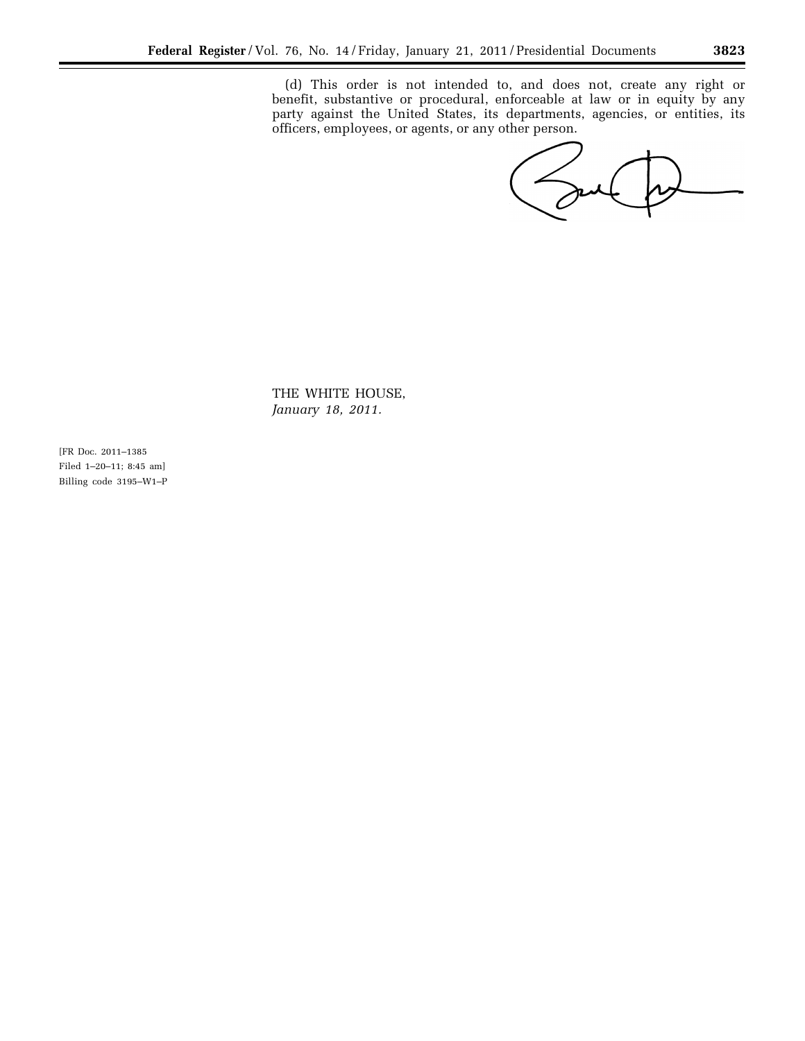(d) This order is not intended to, and does not, create any right or benefit, substantive or procedural, enforceable at law or in equity by any party against the United States, its departments, agencies, or entities, its officers, employees, or agents, or any other person.

THE WHITE HOUSE,
*January 18, 2011.*

[FR Doc. 2011–1385
Filed 1–20–11; 8:45 am]
Billing code 3195–W1–P